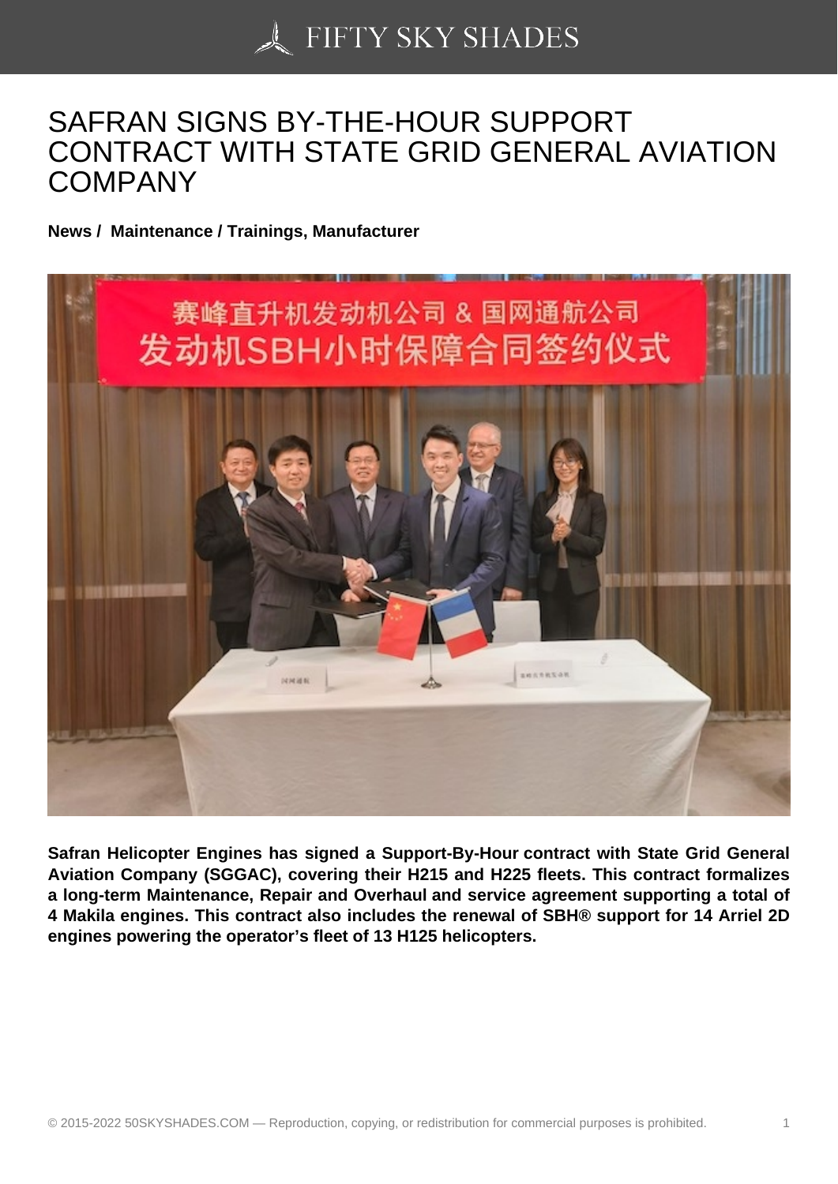# SAFRAN SIGNS BY-THE-HOUR SUPPORT CONTRACT WITH STATE GRID GENERAL AVIATION COMPANY

**News / Maintenance / Trainings, Manufacturer**

**Safran Helicopter Engines has signed a Support-By-Hour contract with State Grid General Aviation Company (SGGAC), covering their H215 and H225 fleets. This contract formalizes a long-term Maintenance, Repair and Overhaul and service agreement supporting a total of 4 Makila engines. This contract also includes the renewal of SBH® support for 14 Arriel 2D engines powering the operator's fleet of 13 H125 helicopters.**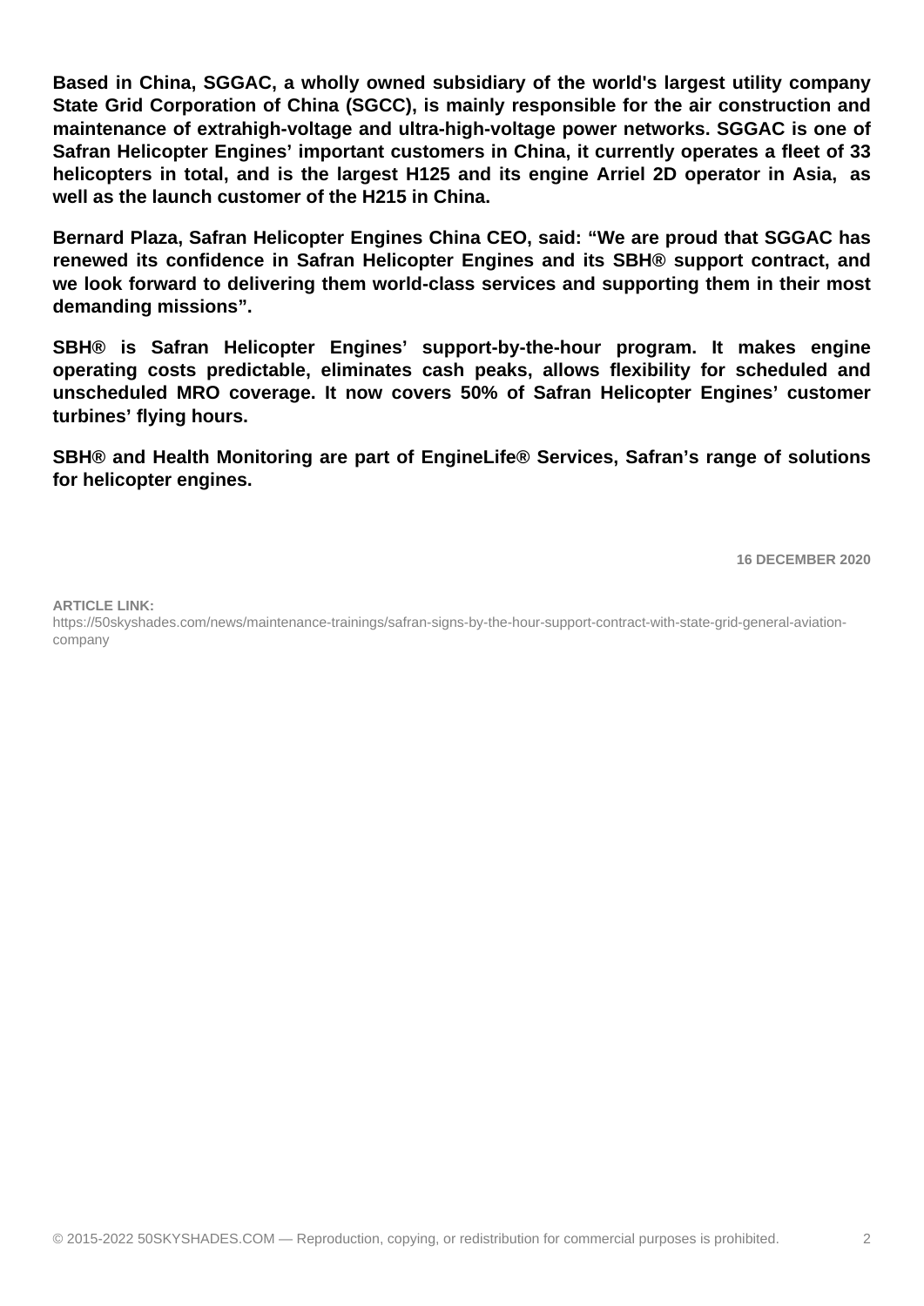**Based in China, SGGAC, a wholly owned subsidiary of the world's largest utility company State Grid Corporation of China (SGCC), is mainly responsible for the air construction and maintenance of extrahigh-voltage and ultra-high-voltage power networks. SGGAC is one of Safran Helicopter Engines' important customers in China, it currently operates a fleet of 33 helicopters in total, and is the largest H125 and its engine Arriel 2D operator in Asia, as well as the launch customer of the H215 in China.**

**Bernard Plaza, Safran Helicopter Engines China CEO, said: "We are proud that SGGAC has renewed its confidence in Safran Helicopter Engines and its SBH® support contract, and we look forward to delivering them world-class services and supporting them in their most demanding missions".**

**SBH® is Safran Helicopter Engines' support-by-the-hour program. It makes engine operating costs predictable, eliminates cash peaks, allows flexibility for scheduled and unscheduled MRO coverage. It now covers 50% of Safran Helicopter Engines' customer turbines' flying hours.**

**SBH® and Health Monitoring are part of EngineLife® Services, Safran's range of solutions for helicopter engines.**

**16 DECEMBER 2020**

**ARTICLE LINK:**
https://50skyshades.com/news/maintenance-trainings/safran-signs-by-the-hour-support-contract-with-state-grid-general-aviation-company